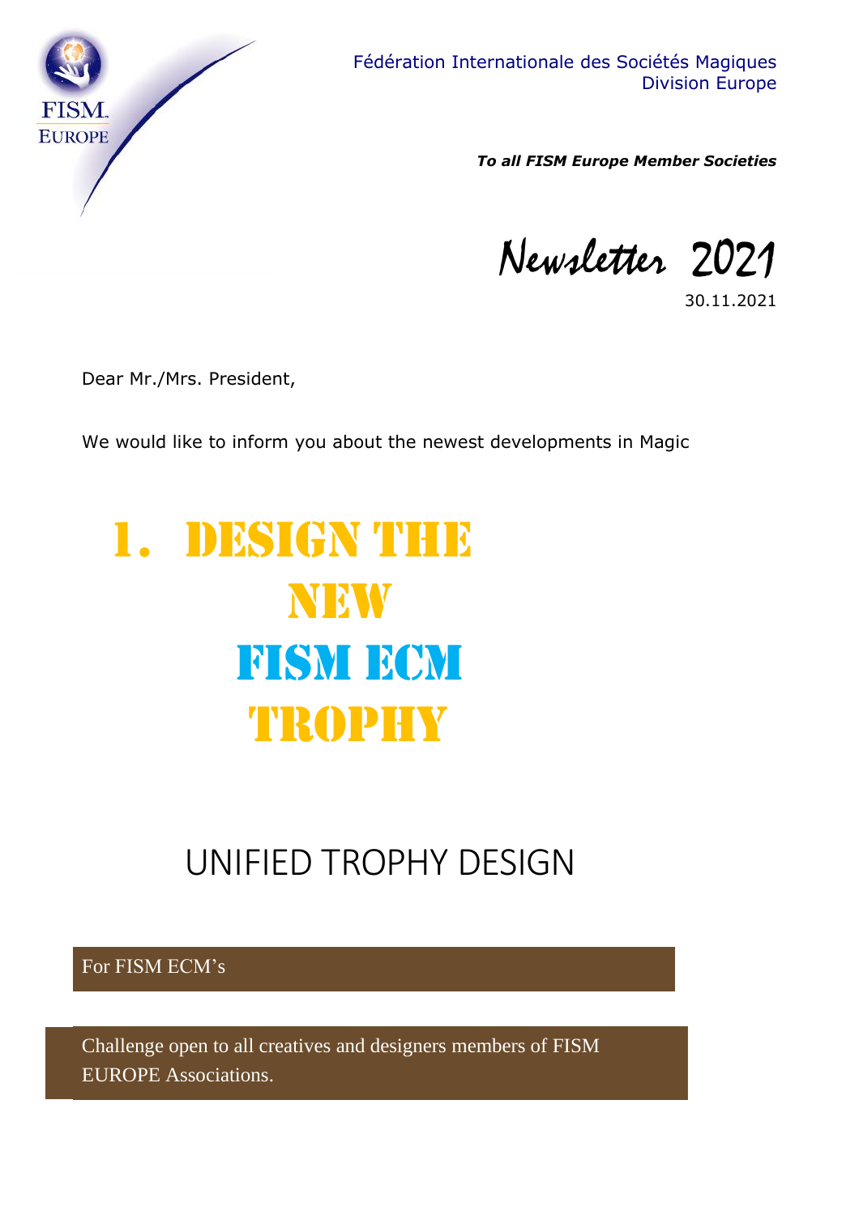Fédération Internationale des Sociétés Magiques
Division Europe

***To all FISM Europe Member Societies***

*Newsletter 2021*

30.11.2021

Dear Mr./Mrs. President,

We would like to inform you about the newest developments in Magic

# 1. DESIGN THE NEW FISM ECM TROPHY

## UNIFIED TROPHY DESIGN

For FISM ECM's

Challenge open to all creatives and designers members of FISM EUROPE Associations.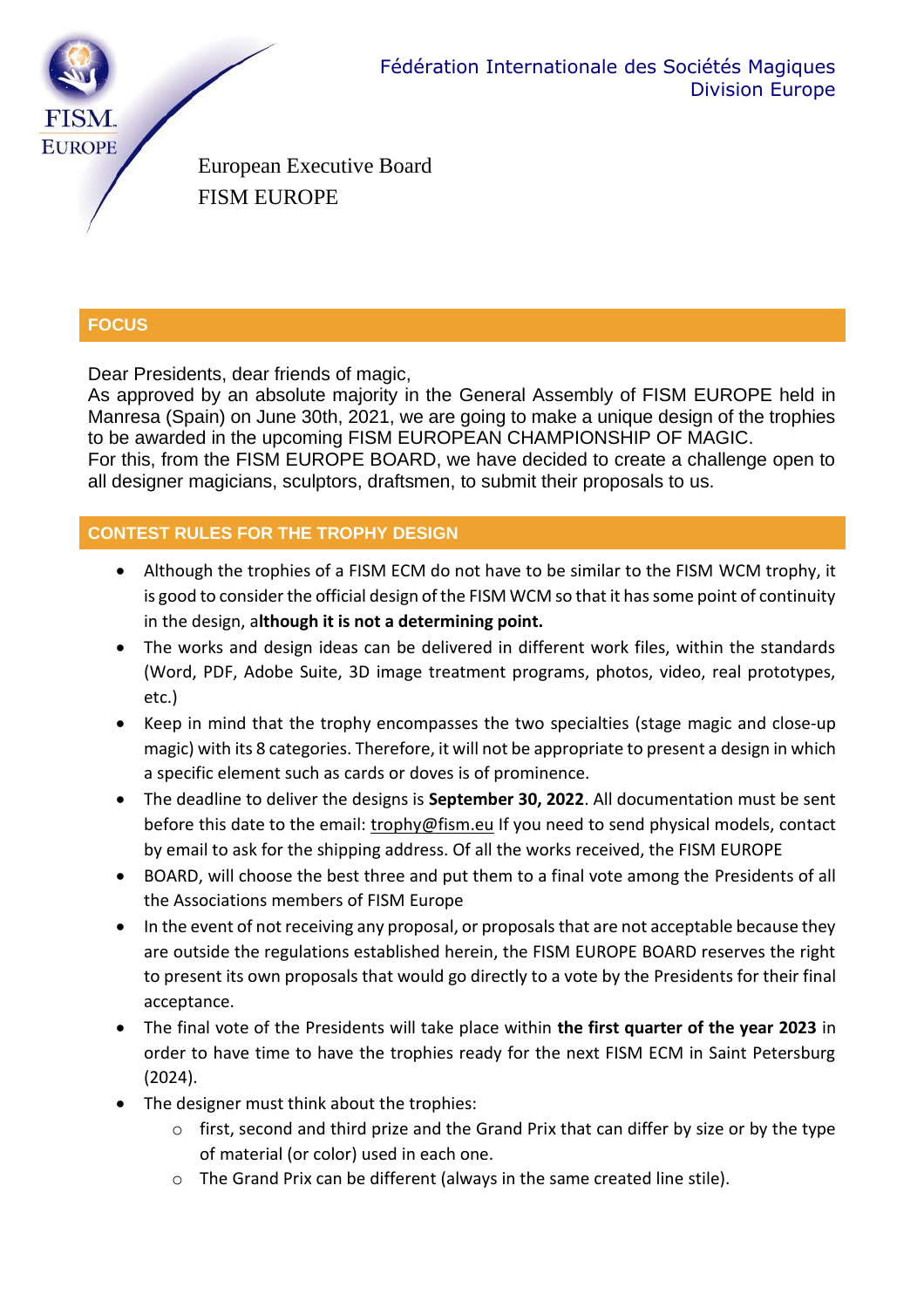Fédération Internationale des Sociétés Magiques
Division Europe

European Executive Board
FISM EUROPE

## FOCUS

Dear Presidents, dear friends of magic,
As approved by an absolute majority in the General Assembly of FISM EUROPE held in Manresa (Spain) on June 30th, 2021, we are going to make a unique design of the trophies to be awarded in the upcoming FISM EUROPEAN CHAMPIONSHIP OF MAGIC.
For this, from the FISM EUROPE BOARD, we have decided to create a challenge open to all designer magicians, sculptors, draftsmen, to submit their proposals to us.

## CONTEST RULES FOR THE TROPHY DESIGN

- Although the trophies of a FISM ECM do not have to be similar to the FISM WCM trophy, it is good to consider the official design of the FISM WCM so that it has some point of continuity in the design, a**lthough it is not a determining point.**
- The works and design ideas can be delivered in different work files, within the standards (Word, PDF, Adobe Suite, 3D image treatment programs, photos, video, real prototypes, etc.)
- Keep in mind that the trophy encompasses the two specialties (stage magic and close-up magic) with its 8 categories. Therefore, it will not be appropriate to present a design in which a specific element such as cards or doves is of prominence.
- The deadline to deliver the designs is **September 30, 2022**. All documentation must be sent before this date to the email: trophy@fism.eu If you need to send physical models, contact by email to ask for the shipping address. Of all the works received, the FISM EUROPE
- BOARD, will choose the best three and put them to a final vote among the Presidents of all the Associations members of FISM Europe
- In the event of not receiving any proposal, or proposals that are not acceptable because they are outside the regulations established herein, the FISM EUROPE BOARD reserves the right to present its own proposals that would go directly to a vote by the Presidents for their final acceptance.
- The final vote of the Presidents will take place within **the first quarter of the year 2023** in order to have time to have the trophies ready for the next FISM ECM in Saint Petersburg (2024).
- The designer must think about the trophies:
  - first, second and third prize and the Grand Prix that can differ by size or by the type of material (or color) used in each one.
  - The Grand Prix can be different (always in the same created line stile).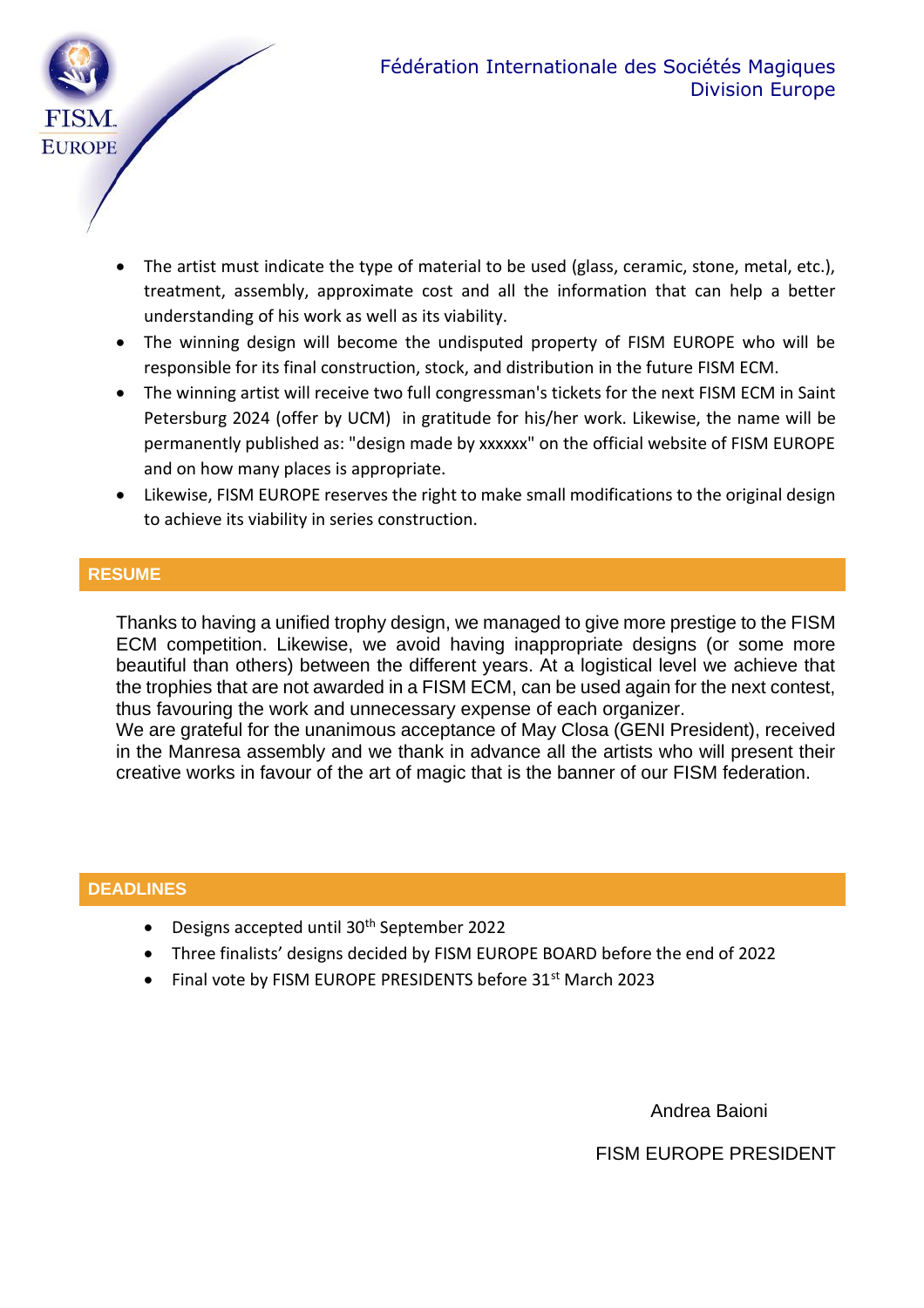- The artist must indicate the type of material to be used (glass, ceramic, stone, metal, etc.), treatment, assembly, approximate cost and all the information that can help a better understanding of his work as well as its viability.
- The winning design will become the undisputed property of FISM EUROPE who will be responsible for its final construction, stock, and distribution in the future FISM ECM.
- The winning artist will receive two full congressman's tickets for the next FISM ECM in Saint Petersburg 2024 (offer by UCM) in gratitude for his/her work. Likewise, the name will be permanently published as: "design made by xxxxxx" on the official website of FISM EUROPE and on how many places is appropriate.
- Likewise, FISM EUROPE reserves the right to make small modifications to the original design to achieve its viability in series construction.

## RESUME

Thanks to having a unified trophy design, we managed to give more prestige to the FISM ECM competition. Likewise, we avoid having inappropriate designs (or some more beautiful than others) between the different years. At a logistical level we achieve that the trophies that are not awarded in a FISM ECM, can be used again for the next contest, thus favouring the work and unnecessary expense of each organizer.
We are grateful for the unanimous acceptance of May Closa (GENI President), received in the Manresa assembly and we thank in advance all the artists who will present their creative works in favour of the art of magic that is the banner of our FISM federation.

## DEADLINES

- Designs accepted until 30th September 2022
- Three finalists' designs decided by FISM EUROPE BOARD before the end of 2022
- Final vote by FISM EUROPE PRESIDENTS before 31st March 2023

Andrea Baioni

FISM EUROPE PRESIDENT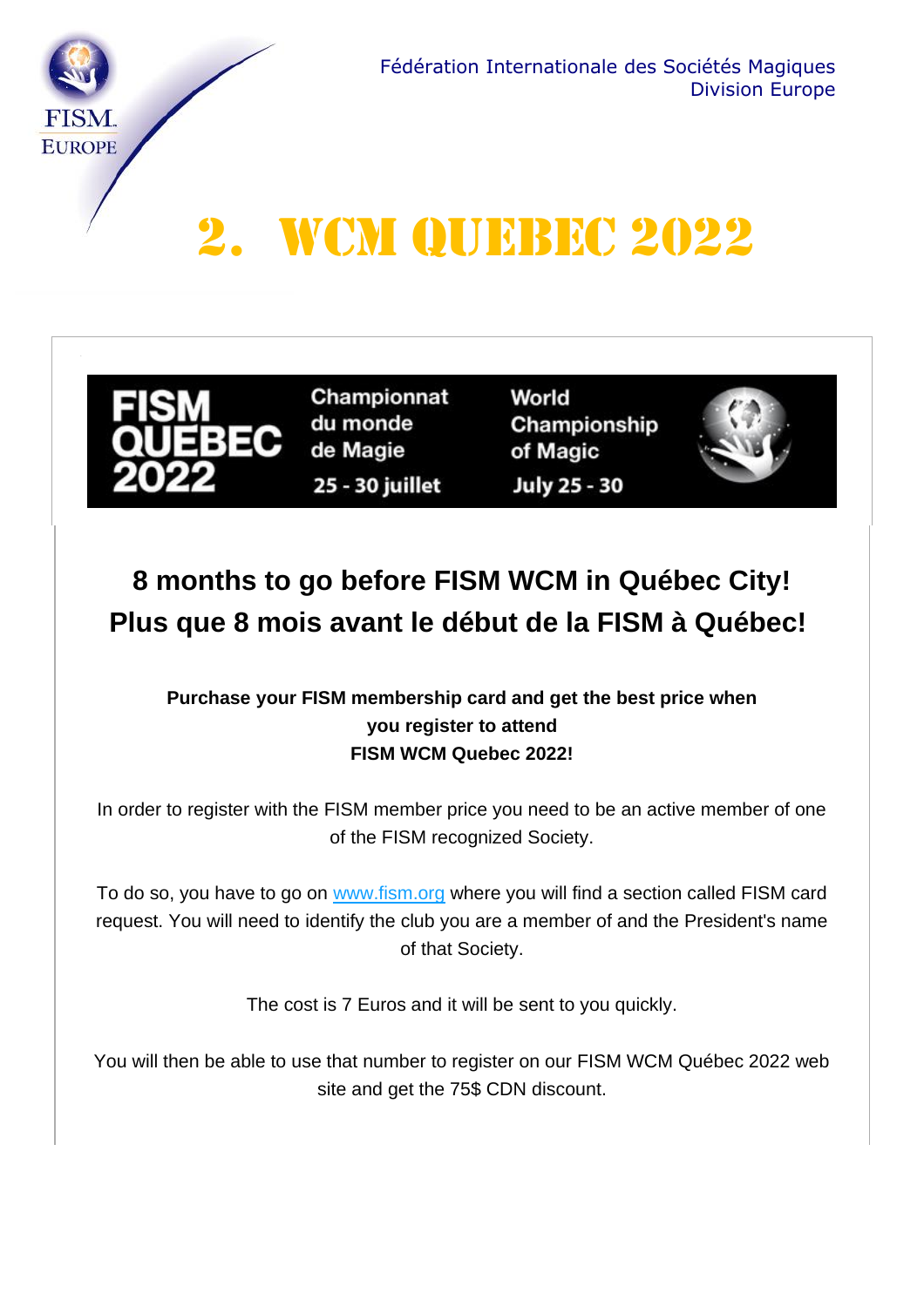Fédération Internationale des Sociétés Magiques
Division Europe

# 2. WCM QUEBEC 2022

FISM QUEBEC 2022 — Championnat du monde de Magie — 25 - 30 juillet — World Championship of Magic — July 25 - 30

## 8 months to go before FISM WCM in Québec City!
## Plus que 8 mois avant le début de la FISM à Québec!

**Purchase your FISM membership card and get the best price when you register to attend FISM WCM Quebec 2022!**

In order to register with the FISM member price you need to be an active member of one of the FISM recognized Society.

To do so, you have to go on www.fism.org where you will find a section called FISM card request. You will need to identify the club you are a member of and the President's name of that Society.

The cost is 7 Euros and it will be sent to you quickly.

You will then be able to use that number to register on our FISM WCM Québec 2022 web site and get the 75$ CDN discount.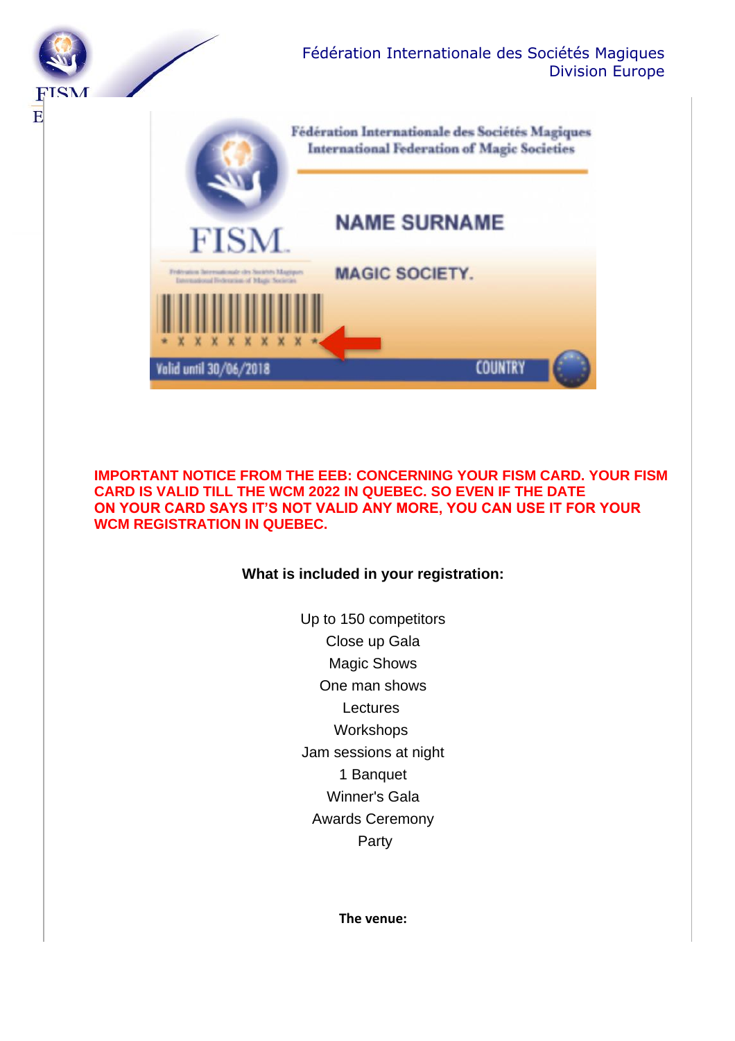Fédération Internationale des Sociétés Magiques
Division Europe

Fédération Internationale des Sociétés Magiques
International Federation of Magic Societies

NAME SURNAME

MAGIC SOCIETY.

Valid until 30/06/2018

COUNTRY

**IMPORTANT NOTICE FROM THE EEB: CONCERNING YOUR FISM CARD. YOUR FISM CARD IS VALID TILL THE WCM 2022 IN QUEBEC. SO EVEN IF THE DATE ON YOUR CARD SAYS IT'S NOT VALID ANY MORE, YOU CAN USE IT FOR YOUR WCM REGISTRATION IN QUEBEC.**

**What is included in your registration:**

Up to 150 competitors
Close up Gala
Magic Shows
One man shows
Lectures
Workshops
Jam sessions at night
1 Banquet
Winner's Gala
Awards Ceremony
Party

**The venue:**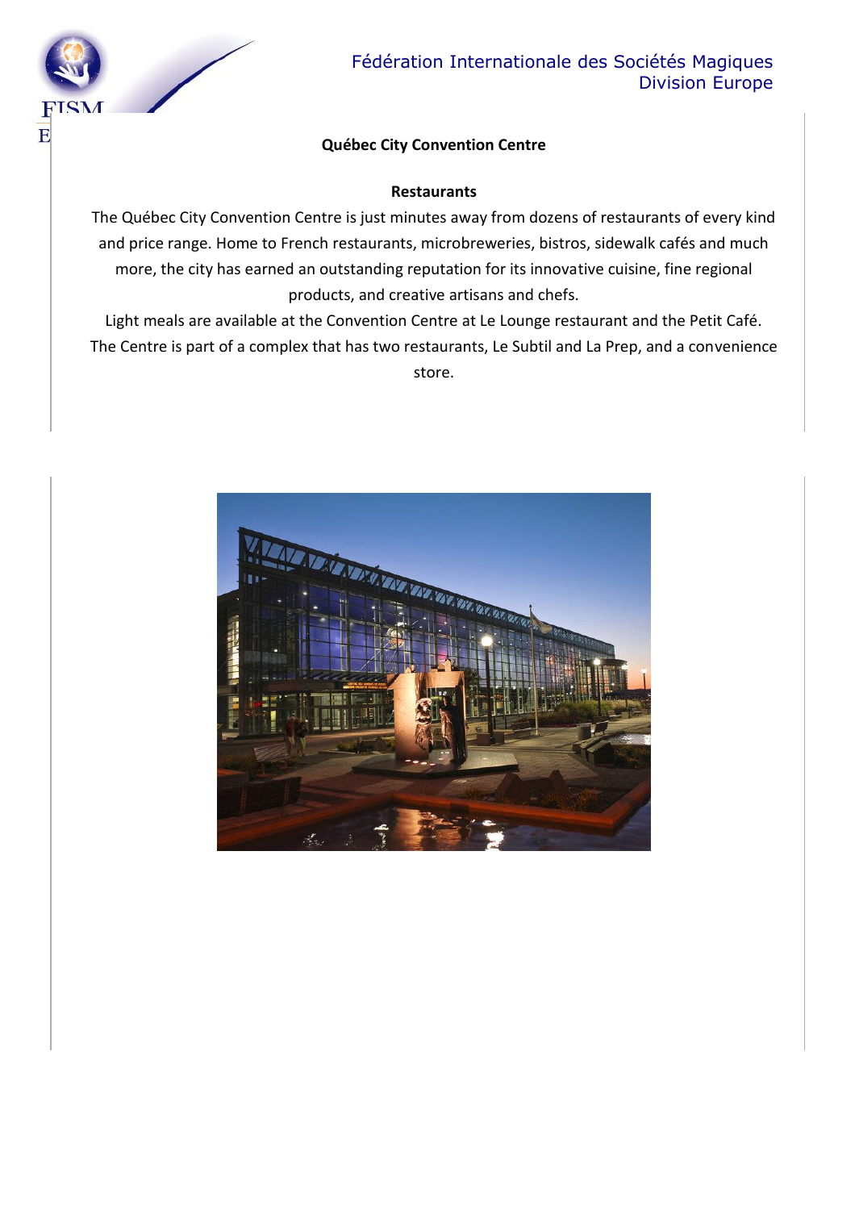## Québec City Convention Centre

### Restaurants

The Québec City Convention Centre is just minutes away from dozens of restaurants of every kind and price range. Home to French restaurants, microbreweries, bistros, sidewalk cafés and much more, the city has earned an outstanding reputation for its innovative cuisine, fine regional products, and creative artisans and chefs.

Light meals are available at the Convention Centre at Le Lounge restaurant and the Petit Café. The Centre is part of a complex that has two restaurants, Le Subtil and La Prep, and a convenience store.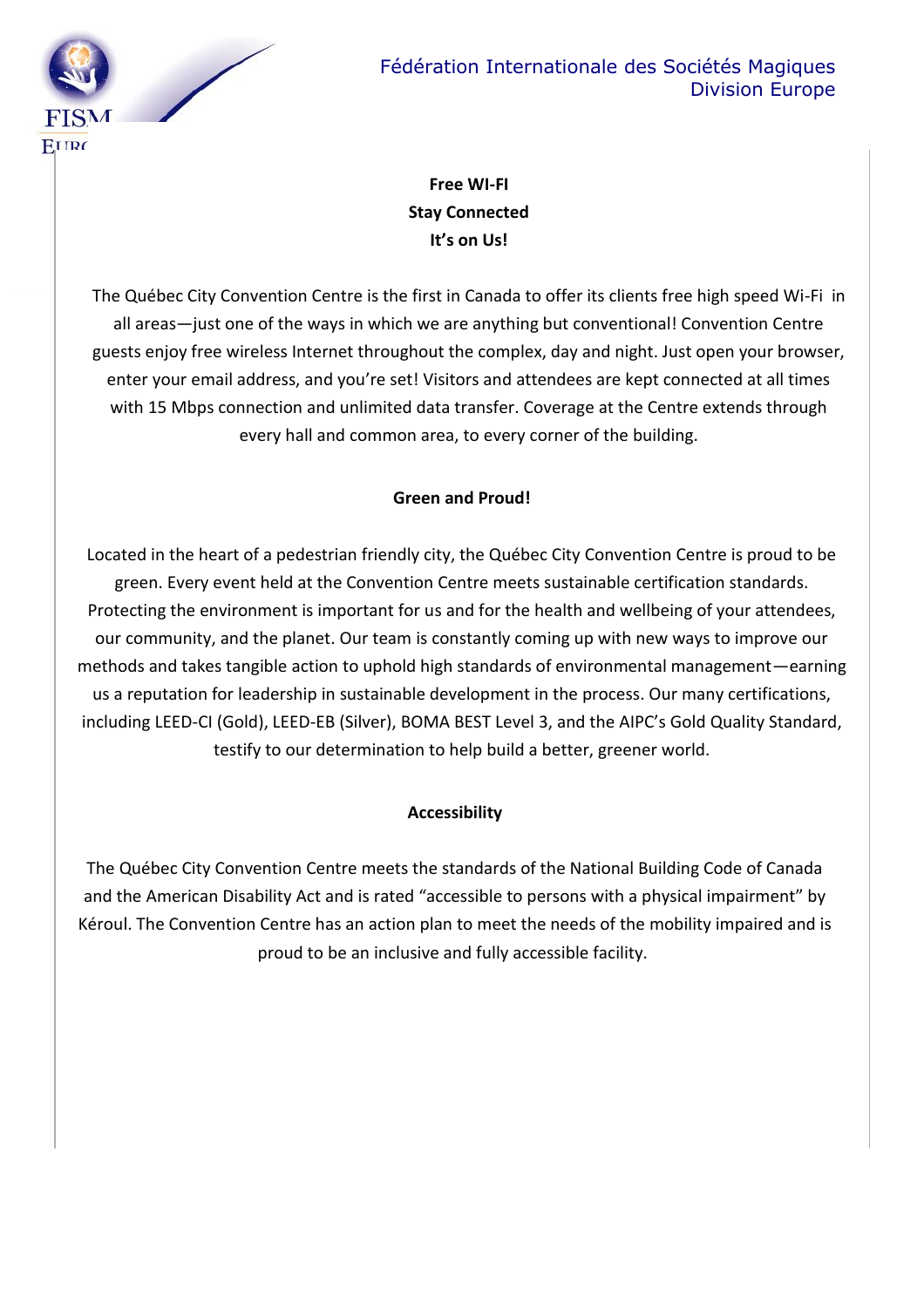**Free WI-FI**
**Stay Connected**
**It's on Us!**

The Québec City Convention Centre is the first in Canada to offer its clients free high speed Wi-Fi in all areas—just one of the ways in which we are anything but conventional! Convention Centre guests enjoy free wireless Internet throughout the complex, day and night. Just open your browser, enter your email address, and you're set! Visitors and attendees are kept connected at all times with 15 Mbps connection and unlimited data transfer. Coverage at the Centre extends through every hall and common area, to every corner of the building.

**Green and Proud!**

Located in the heart of a pedestrian friendly city, the Québec City Convention Centre is proud to be green. Every event held at the Convention Centre meets sustainable certification standards. Protecting the environment is important for us and for the health and wellbeing of your attendees, our community, and the planet. Our team is constantly coming up with new ways to improve our methods and takes tangible action to uphold high standards of environmental management—earning us a reputation for leadership in sustainable development in the process. Our many certifications, including LEED-CI (Gold), LEED-EB (Silver), BOMA BEST Level 3, and the AIPC's Gold Quality Standard, testify to our determination to help build a better, greener world.

**Accessibility**

The Québec City Convention Centre meets the standards of the National Building Code of Canada and the American Disability Act and is rated "accessible to persons with a physical impairment" by Kéroul. The Convention Centre has an action plan to meet the needs of the mobility impaired and is proud to be an inclusive and fully accessible facility.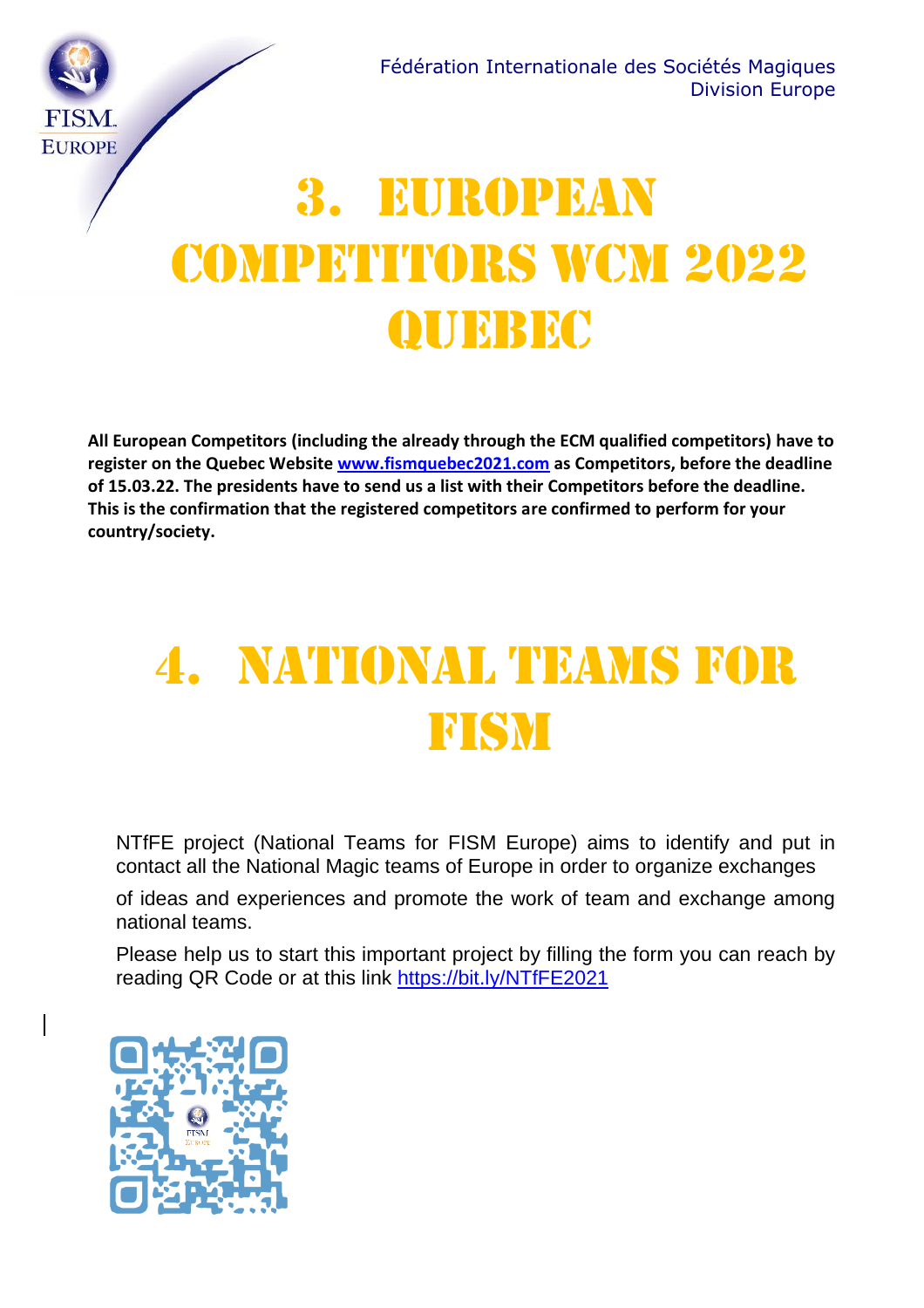# 3. European Competitors WCM 2022 Quebec

**All European Competitors (including the already through the ECM qualified competitors) have to register on the Quebec Website [www.fismquebec2021.com](www.fismquebec2021.com) as Competitors, before the deadline of 15.03.22. The presidents have to send us a list with their Competitors before the deadline. This is the confirmation that the registered competitors are confirmed to perform for your country/society.**

# 4. National Teams for FISM

NTfFE project (National Teams for FISM Europe) aims to identify and put in contact all the National Magic teams of Europe in order to organize exchanges

of ideas and experiences and promote the work of team and exchange among national teams.

Please help us to start this important project by filling the form you can reach by reading QR Code or at this link [https://bit.ly/NTfFE2021](https://bit.ly/NTfFE2021)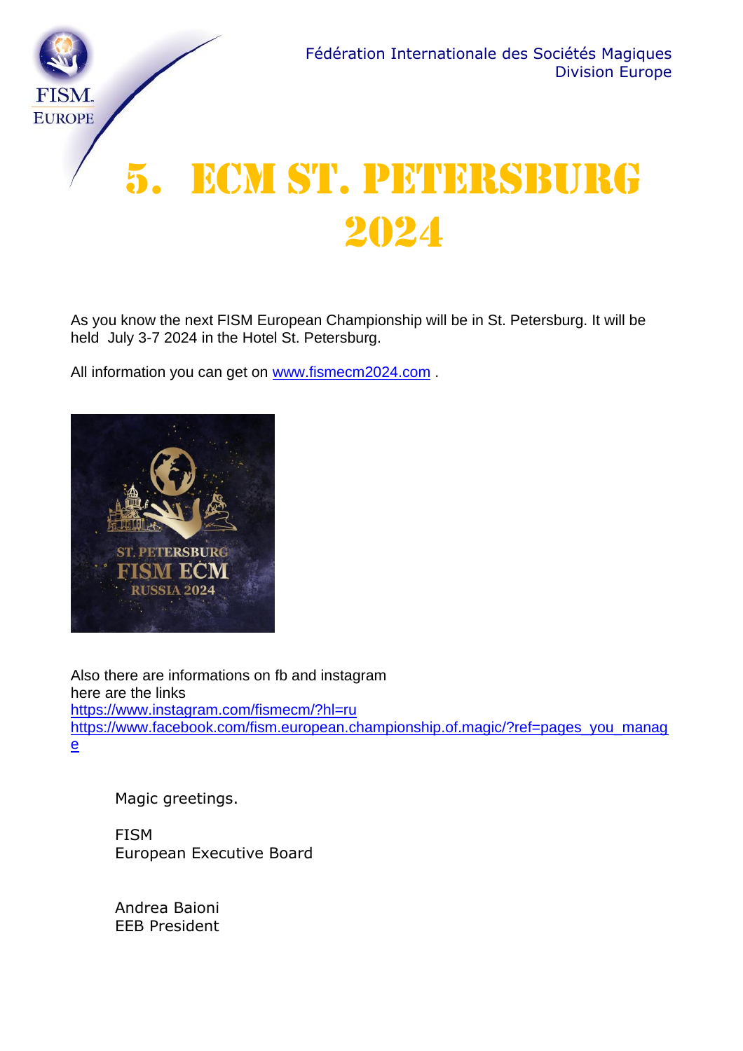Fédération Internationale des Sociétés Magiques
Division Europe

# 5. ECM St. Petersburg 2024

As you know the next FISM European Championship will be in St. Petersburg. It will be held July 3-7 2024 in the Hotel St. Petersburg.

All information you can get on www.fismecm2024.com .

Also there are informations on fb and instagram
here are the links
https://www.instagram.com/fismecm/?hl=ru
https://www.facebook.com/fism.european.championship.of.magic/?ref=pages_you_manage

Magic greetings.

FISM
European Executive Board

Andrea Baioni
EEB President